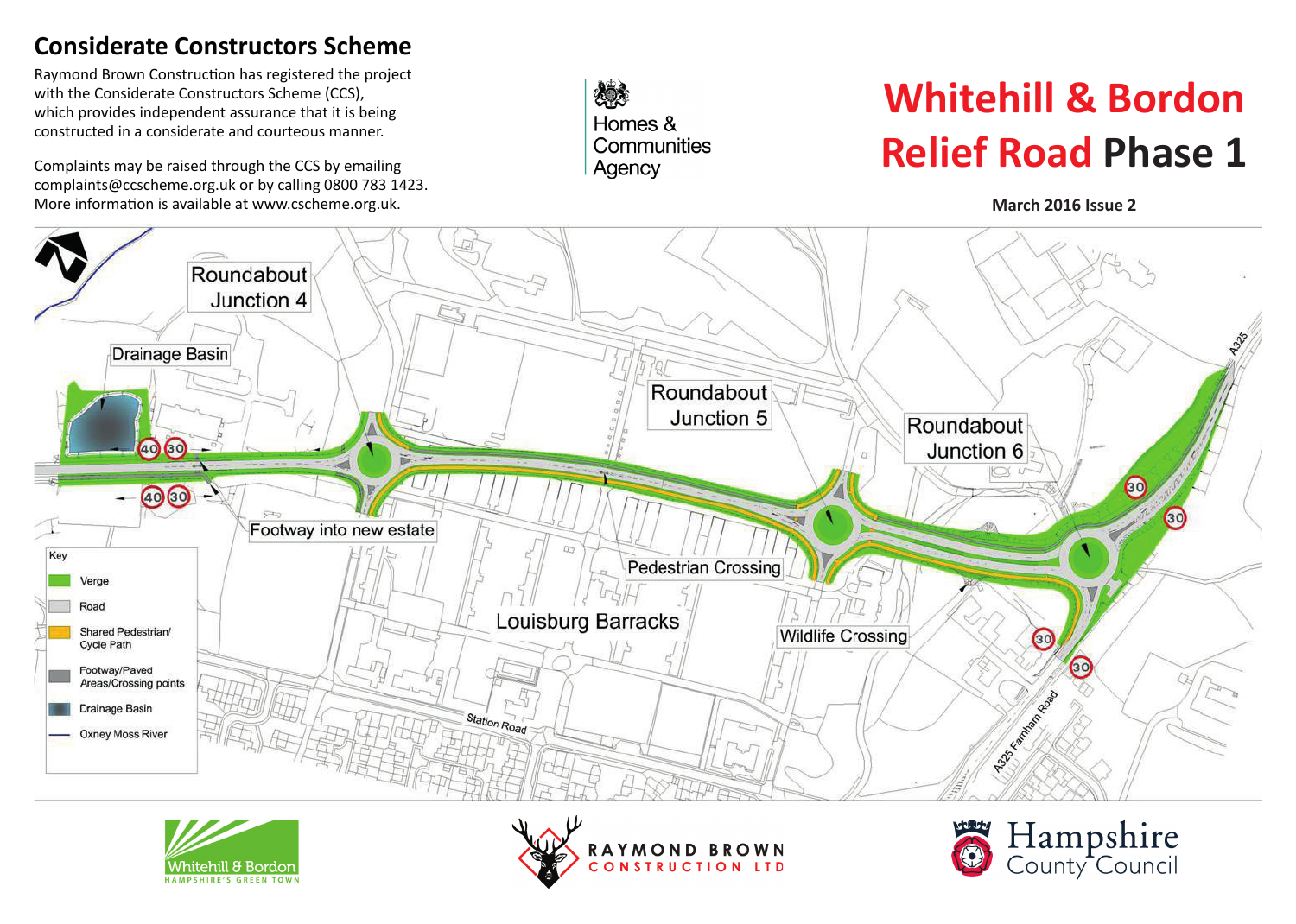## Considerate Constructors Scheme

Raymond Brown Construction has registered the project with the Considerate Constructors Scheme (CCS), which provides independent assurance that it is being constructed in a considerate and courteous manner.

Complaints may be raised through the CCS by emailing complaints@ccscheme.org.uk or by calling 0800 783 1423. More information is available at www.cscheme.org.uk.

Homes & Communities Agency

# Whitehill & Bordon Relief Road Phase 1

**March 2016 Issue 2**

Roundabout Junction 4

Drainage Basin

Roundabout Junction 5

Roundabout Junction 6

Footway into new estate

Pedestrian Crossing

Louisburg Barracks

Wildlife Crossing

Station Road

A325

A325 Farnham Road

40 30

40 30

30

30

30

30

Key

- Verge
- Road
- Shared Pedestrian/ Cycle Path
- Footway/Paved Areas/Crossing points
- Drainage Basin
- Oxney Moss River

Whitehill & Bordon HAMPSHIRE'S GREEN TOWN

RAYMOND BROWN CONSTRUCTION LTD

Hampshire County Council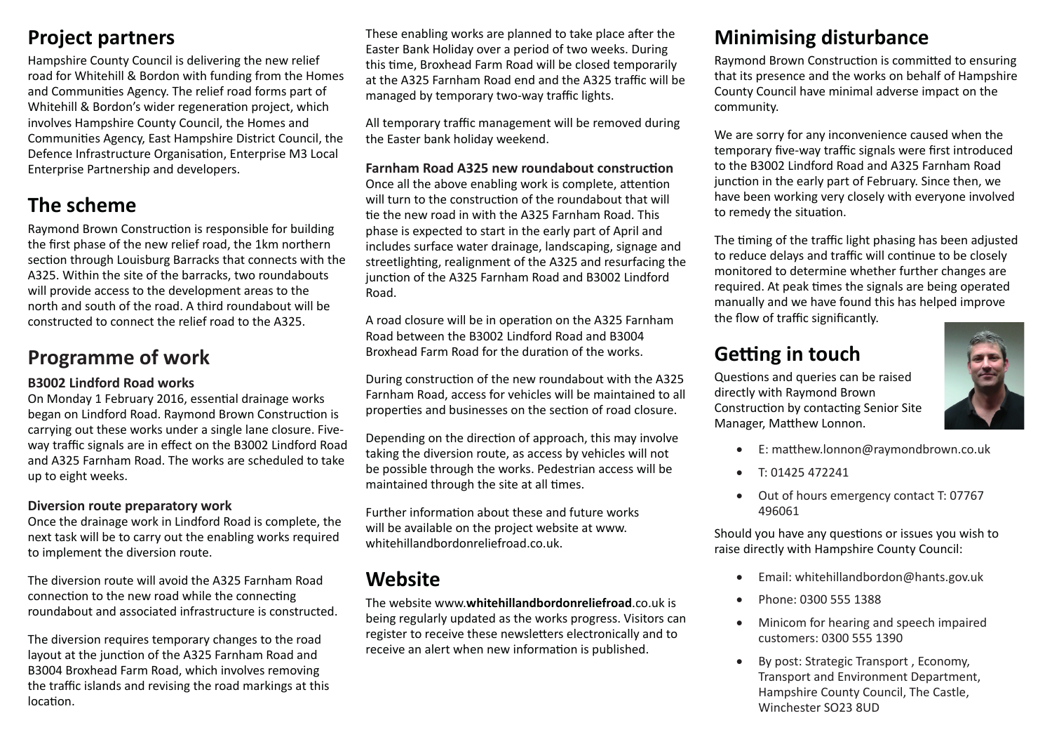## Project partners

Hampshire County Council is delivering the new relief road for Whitehill & Bordon with funding from the Homes and Communities Agency. The relief road forms part of Whitehill & Bordon's wider regeneration project, which involves Hampshire County Council, the Homes and Communities Agency, East Hampshire District Council, the Defence Infrastructure Organisation, Enterprise M3 Local Enterprise Partnership and developers.

## The scheme

Raymond Brown Construction is responsible for building the first phase of the new relief road, the 1km northern section through Louisburg Barracks that connects with the A325. Within the site of the barracks, two roundabouts will provide access to the development areas to the north and south of the road. A third roundabout will be constructed to connect the relief road to the A325.

## Programme of work

### B3002 Lindford Road works

On Monday 1 February 2016, essential drainage works began on Lindford Road. Raymond Brown Construction is carrying out these works under a single lane closure. Five-way traffic signals are in effect on the B3002 Lindford Road and A325 Farnham Road. The works are scheduled to take up to eight weeks.

### Diversion route preparatory work

Once the drainage work in Lindford Road is complete, the next task will be to carry out the enabling works required to implement the diversion route.

The diversion route will avoid the A325 Farnham Road connection to the new road while the connecting roundabout and associated infrastructure is constructed.

The diversion requires temporary changes to the road layout at the junction of the A325 Farnham Road and B3004 Broxhead Farm Road, which involves removing the traffic islands and revising the road markings at this location.

These enabling works are planned to take place after the Easter Bank Holiday over a period of two weeks. During this time, Broxhead Farm Road will be closed temporarily at the A325 Farnham Road end and the A325 traffic will be managed by temporary two-way traffic lights.

All temporary traffic management will be removed during the Easter bank holiday weekend.

### Farnham Road A325 new roundabout construction

Once all the above enabling work is complete, attention will turn to the construction of the roundabout that will tie the new road in with the A325 Farnham Road. This phase is expected to start in the early part of April and includes surface water drainage, landscaping, signage and streetlighting, realignment of the A325 and resurfacing the junction of the A325 Farnham Road and B3002 Lindford Road.

A road closure will be in operation on the A325 Farnham Road between the B3002 Lindford Road and B3004 Broxhead Farm Road for the duration of the works.

During construction of the new roundabout with the A325 Farnham Road, access for vehicles will be maintained to all properties and businesses on the section of road closure.

Depending on the direction of approach, this may involve taking the diversion route, as access by vehicles will not be possible through the works. Pedestrian access will be maintained through the site at all times.

Further information about these and future works will be available on the project website at www.whitehillandbordonreliefroad.co.uk.

## Website

The website www.**whitehillandbordonreliefroad**.co.uk is being regularly updated as the works progress. Visitors can register to receive these newsletters electronically and to receive an alert when new information is published.

## Minimising disturbance

Raymond Brown Construction is committed to ensuring that its presence and the works on behalf of Hampshire County Council have minimal adverse impact on the community.

We are sorry for any inconvenience caused when the temporary five-way traffic signals were first introduced to the B3002 Lindford Road and A325 Farnham Road junction in the early part of February. Since then, we have been working very closely with everyone involved to remedy the situation.

The timing of the traffic light phasing has been adjusted to reduce delays and traffic will continue to be closely monitored to determine whether further changes are required. At peak times the signals are being operated manually and we have found this has helped improve the flow of traffic significantly.

## Getting in touch

Questions and queries can be raised directly with Raymond Brown Construction by contacting Senior Site Manager, Matthew Lonnon.

- E: matthew.lonnon@raymondbrown.co.uk
- T: 01425 472241
- Out of hours emergency contact T: 07767 496061

Should you have any questions or issues you wish to raise directly with Hampshire County Council:

- Email: whitehillandbordon@hants.gov.uk
- Phone: 0300 555 1388
- Minicom for hearing and speech impaired customers: 0300 555 1390
- By post: Strategic Transport , Economy, Transport and Environment Department, Hampshire County Council, The Castle, Winchester SO23 8UD